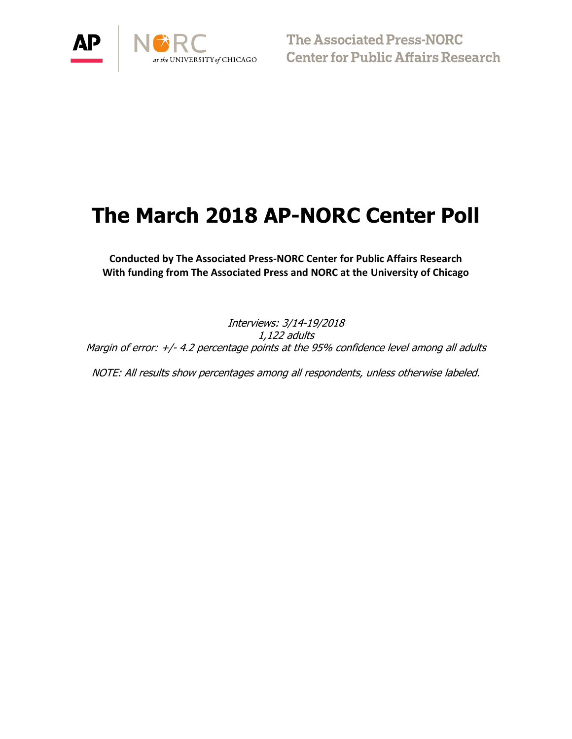The Associated Press-NORC Center for Public Affairs Research

# The March 2018 AP-NORC Center Poll

**Conducted by The Associated Press-NORC Center for Public Affairs Research**
**With funding from The Associated Press and NORC at the University of Chicago**

*Interviews: 3/14-19/2018*
*1,122 adults*
*Margin of error: +/- 4.2 percentage points at the 95% confidence level among all adults*

*NOTE: All results show percentages among all respondents, unless otherwise labeled.*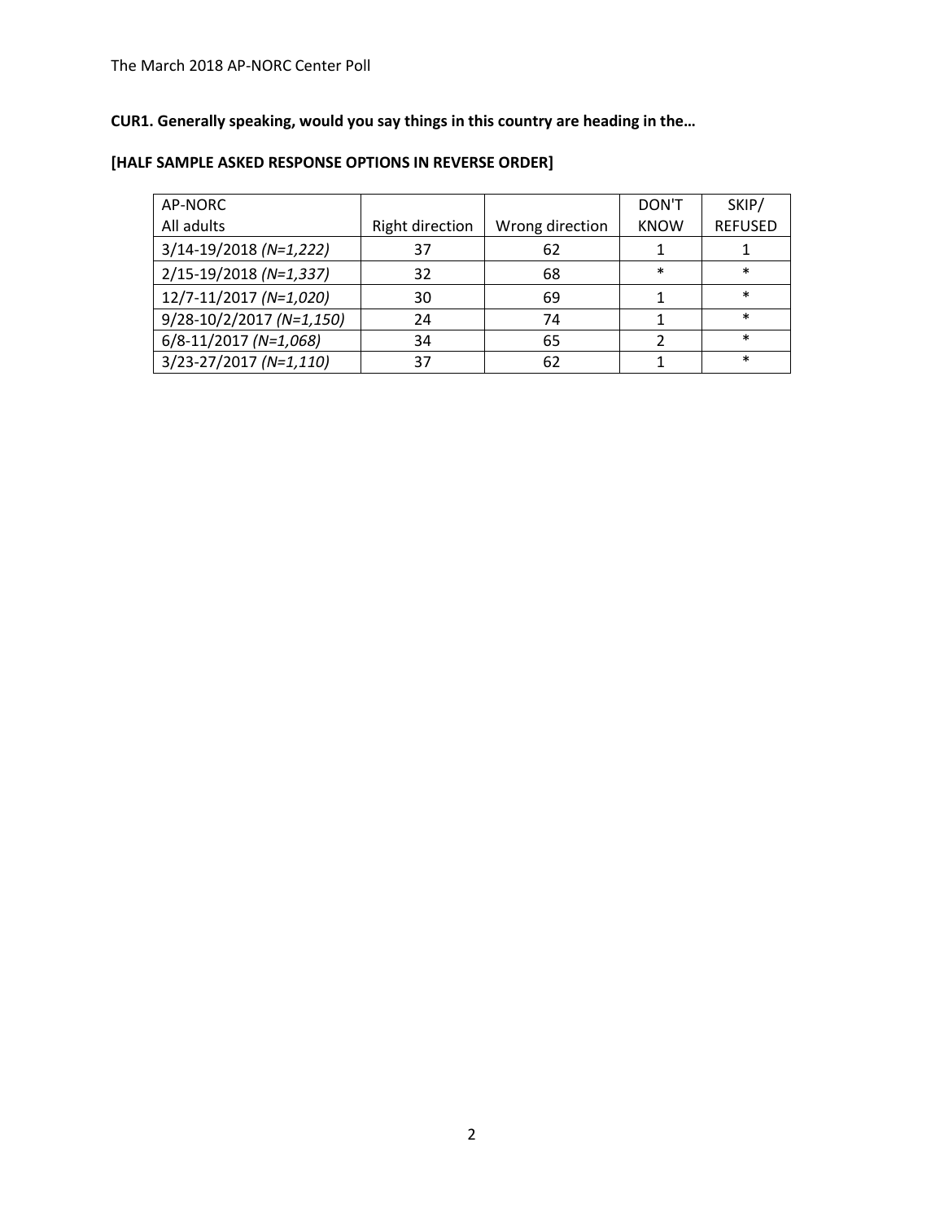**CUR1. Generally speaking, would you say things in this country are heading in the…**

**[HALF SAMPLE ASKED RESPONSE OPTIONS IN REVERSE ORDER]**

| AP-NORC All adults | Right direction | Wrong direction | DON'T KNOW | SKIP/ REFUSED |
|---|---|---|---|---|
| 3/14-19/2018 *(N=1,222)* | 37 | 62 | 1 | 1 |
| 2/15-19/2018 *(N=1,337)* | 32 | 68 | * | * |
| 12/7-11/2017 *(N=1,020)* | 30 | 69 | 1 | * |
| 9/28-10/2/2017 *(N=1,150)* | 24 | 74 | 1 | * |
| 6/8-11/2017 *(N=1,068)* | 34 | 65 | 2 | * |
| 3/23-27/2017 *(N=1,110)* | 37 | 62 | 1 | * |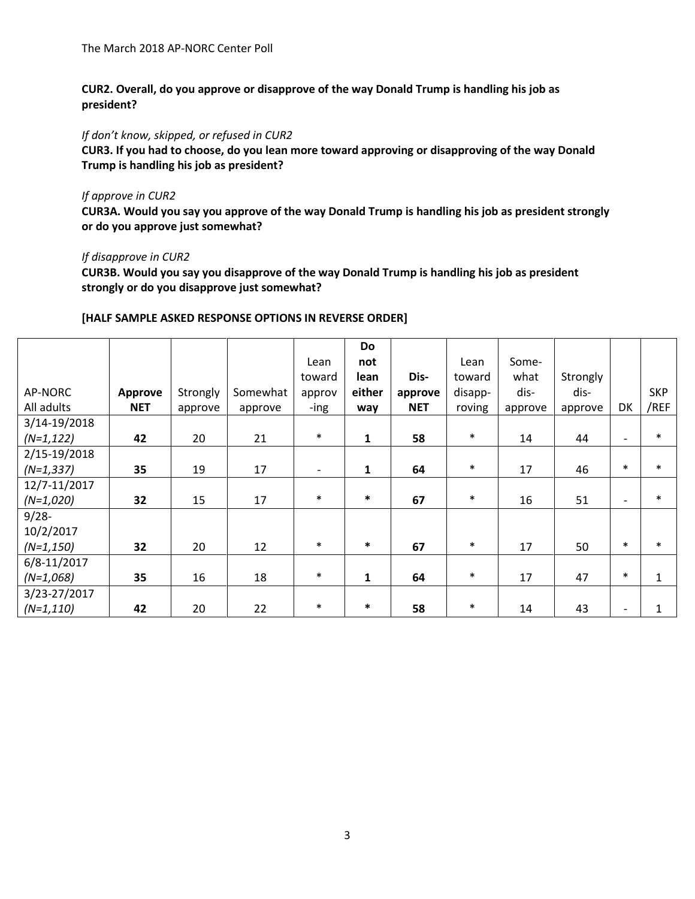**CUR2. Overall, do you approve or disapprove of the way Donald Trump is handling his job as president?**

*If don't know, skipped, or refused in CUR2*

**CUR3. If you had to choose, do you lean more toward approving or disapproving of the way Donald Trump is handling his job as president?**

*If approve in CUR2*

**CUR3A. Would you say you approve of the way Donald Trump is handling his job as president strongly or do you approve just somewhat?**

*If disapprove in CUR2*

**CUR3B. Would you say you disapprove of the way Donald Trump is handling his job as president strongly or do you disapprove just somewhat?**

**[HALF SAMPLE ASKED RESPONSE OPTIONS IN REVERSE ORDER]**

| AP-NORC All adults | **Approve NET** | Strongly approve | Somewhat approve | Lean toward approv-ing | **Do not lean either way** | **Dis-approve NET** | Lean toward disapp-roving | Some-what dis-approve | Strongly dis-approve | DK | SKP/REF |
|---|---|---|---|---|---|---|---|---|---|---|---|
| 3/14-19/2018 *(N=1,122)* | **42** | 20 | 21 | * | **1** | **58** | * | 14 | 44 | - | * |
| 2/15-19/2018 *(N=1,337)* | **35** | 19 | 17 | - | **1** | **64** | * | 17 | 46 | * | * |
| 12/7-11/2017 *(N=1,020)* | **32** | 15 | 17 | * | ***** | **67** | * | 16 | 51 | - | * |
| 9/28-10/2/2017 *(N=1,150)* | **32** | 20 | 12 | * | ***** | **67** | * | 17 | 50 | * | * |
| 6/8-11/2017 *(N=1,068)* | **35** | 16 | 18 | * | **1** | **64** | * | 17 | 47 | * | 1 |
| 3/23-27/2017 *(N=1,110)* | **42** | 20 | 22 | * | ***** | **58** | * | 14 | 43 | - | 1 |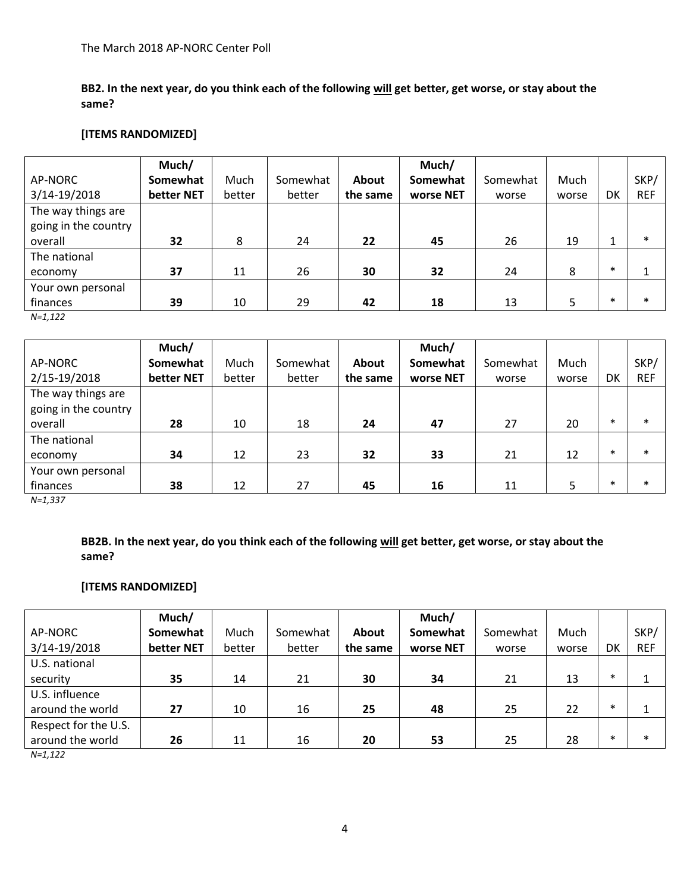The March 2018 AP-NORC Center Poll

**BB2. In the next year, do you think each of the following will get better, get worse, or stay about the same?**

**[ITEMS RANDOMIZED]**

| AP-NORC 3/14-19/2018 | **Much/ Somewhat better NET** | Much better | Somewhat better | **About the same** | **Much/ Somewhat worse NET** | Somewhat worse | Much worse | DK | SKP/ REF |
|---|---|---|---|---|---|---|---|---|---|
| The way things are going in the country overall | **32** | 8 | 24 | **22** | **45** | 26 | 19 | 1 | * |
| The national economy | **37** | 11 | 26 | **30** | **32** | 24 | 8 | * | 1 |
| Your own personal finances | **39** | 10 | 29 | **42** | **18** | 13 | 5 | * | * |

*N=1,122*

| AP-NORC 2/15-19/2018 | **Much/ Somewhat better NET** | Much better | Somewhat better | **About the same** | **Much/ Somewhat worse NET** | Somewhat worse | Much worse | DK | SKP/ REF |
|---|---|---|---|---|---|---|---|---|---|
| The way things are going in the country overall | **28** | 10 | 18 | **24** | **47** | 27 | 20 | * | * |
| The national economy | **34** | 12 | 23 | **32** | **33** | 21 | 12 | * | * |
| Your own personal finances | **38** | 12 | 27 | **45** | **16** | 11 | 5 | * | * |

*N=1,337*

**BB2B. In the next year, do you think each of the following will get better, get worse, or stay about the same?**

**[ITEMS RANDOMIZED]**

| AP-NORC 3/14-19/2018 | **Much/ Somewhat better NET** | Much better | Somewhat better | **About the same** | **Much/ Somewhat worse NET** | Somewhat worse | Much worse | DK | SKP/ REF |
|---|---|---|---|---|---|---|---|---|---|
| U.S. national security | **35** | 14 | 21 | **30** | **34** | 21 | 13 | * | 1 |
| U.S. influence around the world | **27** | 10 | 16 | **25** | **48** | 25 | 22 | * | 1 |
| Respect for the U.S. around the world | **26** | 11 | 16 | **20** | **53** | 25 | 28 | * | * |

*N=1,122*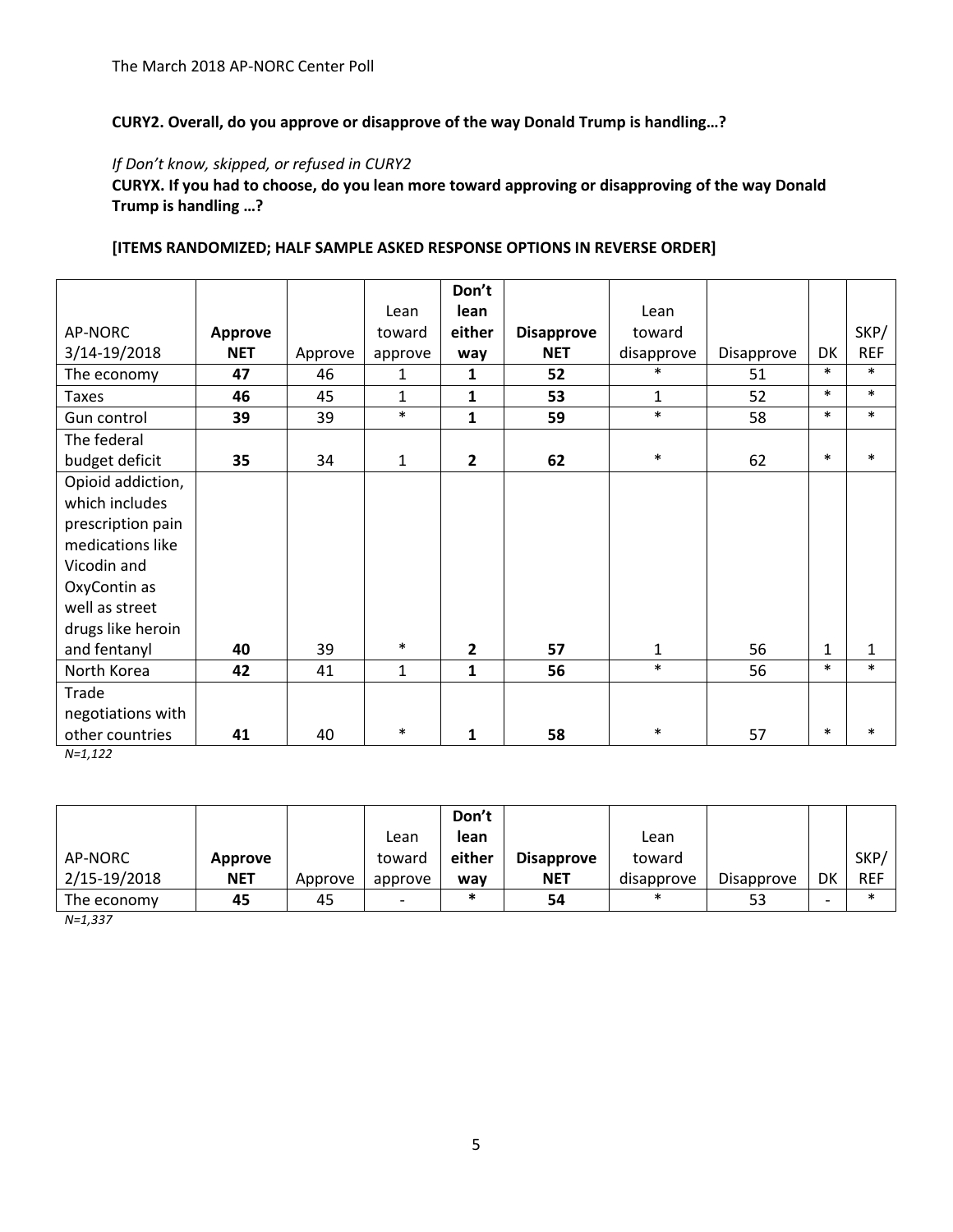**CURY2. Overall, do you approve or disapprove of the way Donald Trump is handling…?**

*If Don't know, skipped, or refused in CURY2*

**CURYX. If you had to choose, do you lean more toward approving or disapproving of the way Donald Trump is handling …?**

**[ITEMS RANDOMIZED; HALF SAMPLE ASKED RESPONSE OPTIONS IN REVERSE ORDER]**

| AP-NORC 3/14-19/2018 | **Approve NET** | Approve | Lean toward approve | **Don't lean either way** | **Disapprove NET** | Lean toward disapprove | Disapprove | DK | SKP/ REF |
|---|---|---|---|---|---|---|---|---|---|
| The economy | **47** | 46 | 1 | **1** | **52** | * | 51 | * | * |
| Taxes | **46** | 45 | 1 | **1** | **53** | 1 | 52 | * | * |
| Gun control | **39** | 39 | * | **1** | **59** | * | 58 | * | * |
| The federal budget deficit | **35** | 34 | 1 | **2** | **62** | * | 62 | * | * |
| Opioid addiction, which includes prescription pain medications like Vicodin and OxyContin as well as street drugs like heroin and fentanyl | **40** | 39 | * | **2** | **57** | 1 | 56 | 1 | 1 |
| North Korea | **42** | 41 | 1 | **1** | **56** | * | 56 | * | * |
| Trade negotiations with other countries | **41** | 40 | * | **1** | **58** | * | 57 | * | * |

*N=1,122*

| AP-NORC 2/15-19/2018 | **Approve NET** | Approve | Lean toward approve | **Don't lean either way** | **Disapprove NET** | Lean toward disapprove | Disapprove | DK | SKP/ REF |
|---|---|---|---|---|---|---|---|---|---|
| The economy | **45** | 45 | - | **\*** | **54** | * | 53 | - | * |

*N=1,337*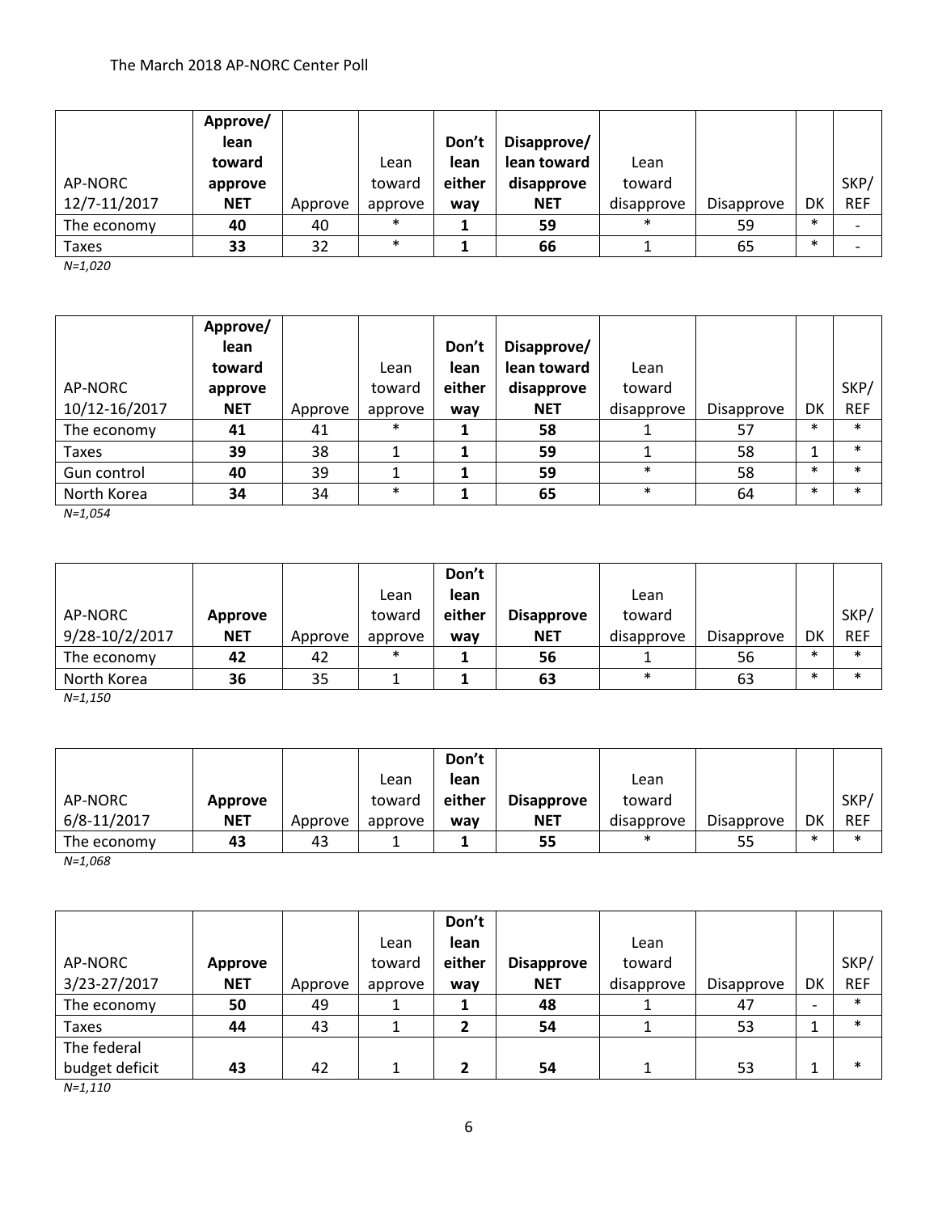| AP-NORC 12/7-11/2017 | **Approve/ lean toward approve NET** | Approve | Lean toward approve | **Don't lean either way** | **Disapprove/ lean toward disapprove NET** | Lean toward disapprove | Disapprove | DK | SKP/ REF |
|---|---|---|---|---|---|---|---|---|---|
| The economy | **40** | 40 | * | **1** | **59** | * | 59 | * | - |
| Taxes | **33** | 32 | * | **1** | **66** | 1 | 65 | * | - |

*N=1,020*

| AP-NORC 10/12-16/2017 | **Approve/ lean toward approve NET** | Approve | Lean toward approve | **Don't lean either way** | **Disapprove/ lean toward disapprove NET** | Lean toward disapprove | Disapprove | DK | SKP/ REF |
|---|---|---|---|---|---|---|---|---|---|
| The economy | **41** | 41 | * | **1** | **58** | 1 | 57 | * | * |
| Taxes | **39** | 38 | 1 | **1** | **59** | 1 | 58 | 1 | * |
| Gun control | **40** | 39 | 1 | **1** | **59** | * | 58 | * | * |
| North Korea | **34** | 34 | * | **1** | **65** | * | 64 | * | * |

*N=1,054*

| AP-NORC 9/28-10/2/2017 | **Approve NET** | Approve | Lean toward approve | **Don't lean either way** | **Disapprove NET** | Lean toward disapprove | Disapprove | DK | SKP/ REF |
|---|---|---|---|---|---|---|---|---|---|
| The economy | **42** | 42 | * | **1** | **56** | 1 | 56 | * | * |
| North Korea | **36** | 35 | 1 | **1** | **63** | * | 63 | * | * |

*N=1,150*

| AP-NORC 6/8-11/2017 | **Approve NET** | Approve | Lean toward approve | **Don't lean either way** | **Disapprove NET** | Lean toward disapprove | Disapprove | DK | SKP/ REF |
|---|---|---|---|---|---|---|---|---|---|
| The economy | **43** | 43 | 1 | **1** | **55** | * | 55 | * | * |

*N=1,068*

| AP-NORC 3/23-27/2017 | **Approve NET** | Approve | Lean toward approve | **Don't lean either way** | **Disapprove NET** | Lean toward disapprove | Disapprove | DK | SKP/ REF |
|---|---|---|---|---|---|---|---|---|---|
| The economy | **50** | 49 | 1 | **1** | **48** | 1 | 47 | - | * |
| Taxes | **44** | 43 | 1 | **2** | **54** | 1 | 53 | 1 | * |
| The federal budget deficit | **43** | 42 | 1 | **2** | **54** | 1 | 53 | 1 | * |

*N=1,110*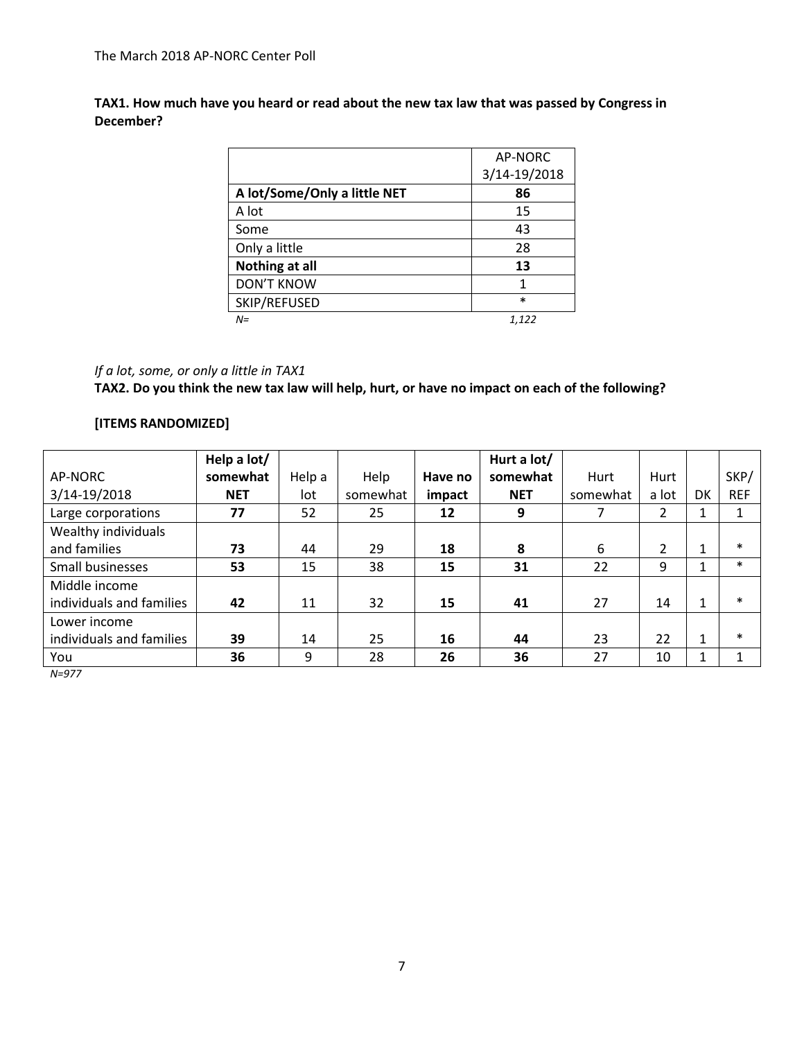The March 2018 AP-NORC Center Poll

**TAX1. How much have you heard or read about the new tax law that was passed by Congress in December?**

| | AP-NORC 3/14-19/2018 |
|---|---|
| **A lot/Some/Only a little NET** | **86** |
| A lot | 15 |
| Some | 43 |
| Only a little | 28 |
| **Nothing at all** | **13** |
| DON'T KNOW | 1 |
| SKIP/REFUSED | * |
| *N=* | *1,122* |

*If a lot, some, or only a little in TAX1*

**TAX2. Do you think the new tax law will help, hurt, or have no impact on each of the following?**

**[ITEMS RANDOMIZED]**

| AP-NORC 3/14-19/2018 | **Help a lot/ somewhat NET** | Help a lot | Help somewhat | **Have no impact** | **Hurt a lot/ somewhat NET** | Hurt somewhat | Hurt a lot | DK | SKP/ REF |
|---|---|---|---|---|---|---|---|---|---|
| Large corporations | **77** | 52 | 25 | **12** | **9** | 7 | 2 | 1 | 1 |
| Wealthy individuals and families | **73** | 44 | 29 | **18** | **8** | 6 | 2 | 1 | * |
| Small businesses | **53** | 15 | 38 | **15** | **31** | 22 | 9 | 1 | * |
| Middle income individuals and families | **42** | 11 | 32 | **15** | **41** | 27 | 14 | 1 | * |
| Lower income individuals and families | **39** | 14 | 25 | **16** | **44** | 23 | 22 | 1 | * |
| You | **36** | 9 | 28 | **26** | **36** | 27 | 10 | 1 | 1 |

*N=977*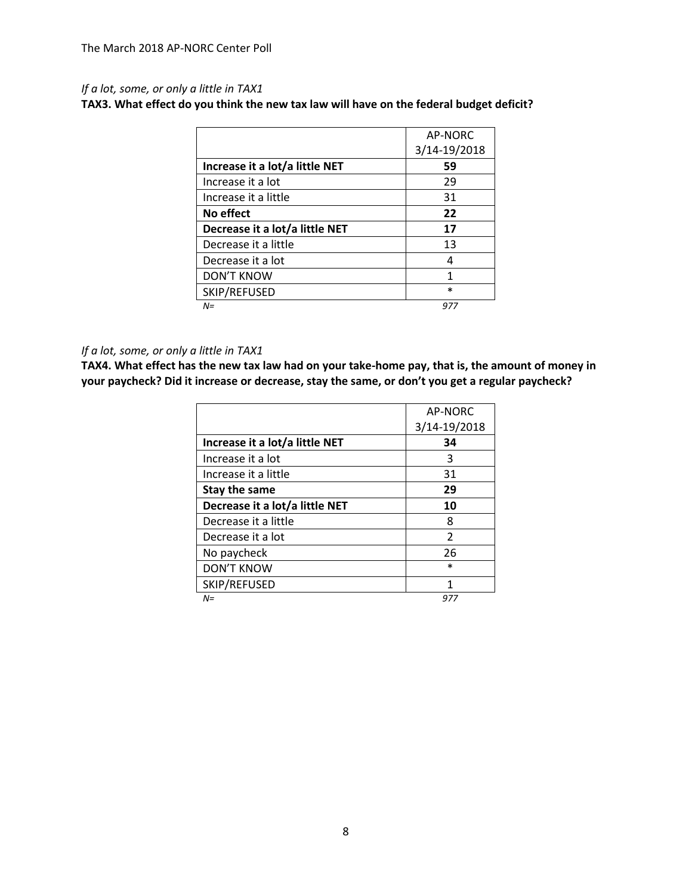*If a lot, some, or only a little in TAX1*

**TAX3. What effect do you think the new tax law will have on the federal budget deficit?**

| | AP-NORC 3/14-19/2018 |
|---|---|
| **Increase it a lot/a little NET** | **59** |
| Increase it a lot | 29 |
| Increase it a little | 31 |
| **No effect** | **22** |
| **Decrease it a lot/a little NET** | **17** |
| Decrease it a little | 13 |
| Decrease it a lot | 4 |
| DON'T KNOW | 1 |
| SKIP/REFUSED | * |
| *N=* | *977* |

*If a lot, some, or only a little in TAX1*

**TAX4. What effect has the new tax law had on your take-home pay, that is, the amount of money in your paycheck? Did it increase or decrease, stay the same, or don't you get a regular paycheck?**

| | AP-NORC 3/14-19/2018 |
|---|---|
| **Increase it a lot/a little NET** | **34** |
| Increase it a lot | 3 |
| Increase it a little | 31 |
| **Stay the same** | **29** |
| **Decrease it a lot/a little NET** | **10** |
| Decrease it a little | 8 |
| Decrease it a lot | 2 |
| No paycheck | 26 |
| DON'T KNOW | * |
| SKIP/REFUSED | 1 |
| *N=* | *977* |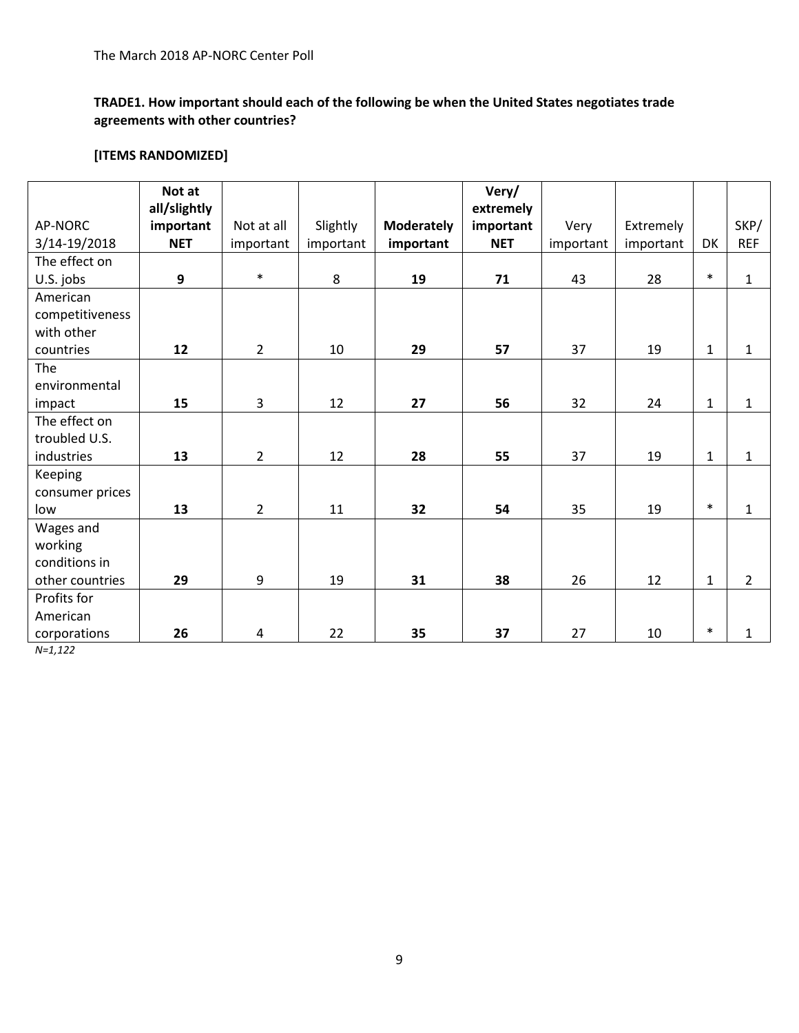The March 2018 AP-NORC Center Poll

**TRADE1. How important should each of the following be when the United States negotiates trade agreements with other countries?**

**[ITEMS RANDOMIZED]**

| AP-NORC 3/14-19/2018 | **Not at all/slightly important NET** | Not at all important | Slightly important | **Moderately important** | **Very/ extremely important NET** | Very important | Extremely important | DK | SKP/ REF |
|---|---|---|---|---|---|---|---|---|---|
| The effect on U.S. jobs | **9** | * | 8 | **19** | **71** | 43 | 28 | * | 1 |
| American competitiveness with other countries | **12** | 2 | 10 | **29** | **57** | 37 | 19 | 1 | 1 |
| The environmental impact | **15** | 3 | 12 | **27** | **56** | 32 | 24 | 1 | 1 |
| The effect on troubled U.S. industries | **13** | 2 | 12 | **28** | **55** | 37 | 19 | 1 | 1 |
| Keeping consumer prices low | **13** | 2 | 11 | **32** | **54** | 35 | 19 | * | 1 |
| Wages and working conditions in other countries | **29** | 9 | 19 | **31** | **38** | 26 | 12 | 1 | 2 |
| Profits for American corporations | **26** | 4 | 22 | **35** | **37** | 27 | 10 | * | 1 |

*N=1,122*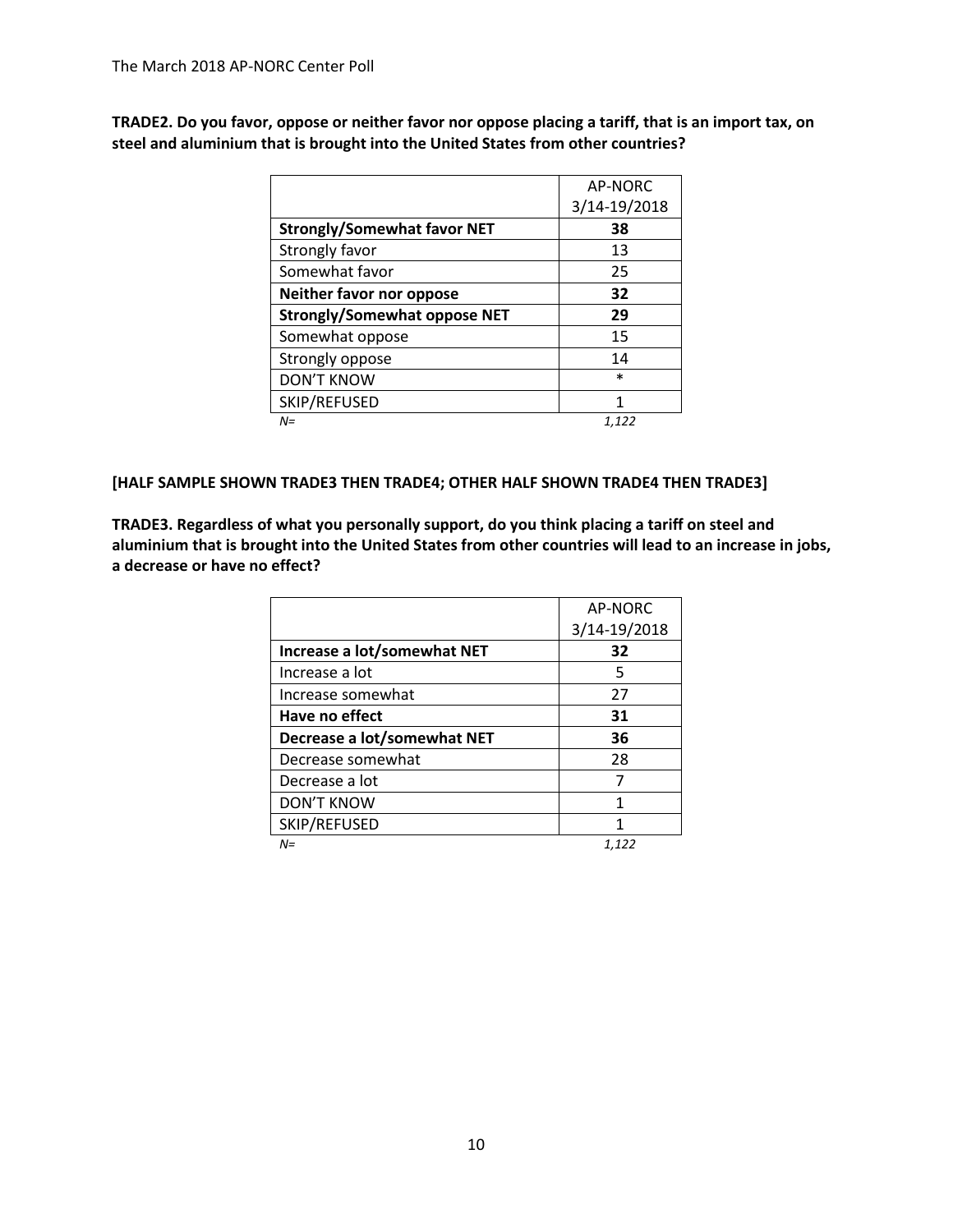**TRADE2. Do you favor, oppose or neither favor nor oppose placing a tariff, that is an import tax, on steel and aluminium that is brought into the United States from other countries?**

| | AP-NORC 3/14-19/2018 |
|---|---|
| **Strongly/Somewhat favor NET** | **38** |
| Strongly favor | 13 |
| Somewhat favor | 25 |
| **Neither favor nor oppose** | **32** |
| **Strongly/Somewhat oppose NET** | **29** |
| Somewhat oppose | 15 |
| Strongly oppose | 14 |
| DON'T KNOW | * |
| SKIP/REFUSED | 1 |
| *N=* | *1,122* |

**[HALF SAMPLE SHOWN TRADE3 THEN TRADE4; OTHER HALF SHOWN TRADE4 THEN TRADE3]**

**TRADE3. Regardless of what you personally support, do you think placing a tariff on steel and aluminium that is brought into the United States from other countries will lead to an increase in jobs, a decrease or have no effect?**

| | AP-NORC 3/14-19/2018 |
|---|---|
| **Increase a lot/somewhat NET** | **32** |
| Increase a lot | 5 |
| Increase somewhat | 27 |
| **Have no effect** | **31** |
| **Decrease a lot/somewhat NET** | **36** |
| Decrease somewhat | 28 |
| Decrease a lot | 7 |
| DON'T KNOW | 1 |
| SKIP/REFUSED | 1 |
| *N=* | *1,122* |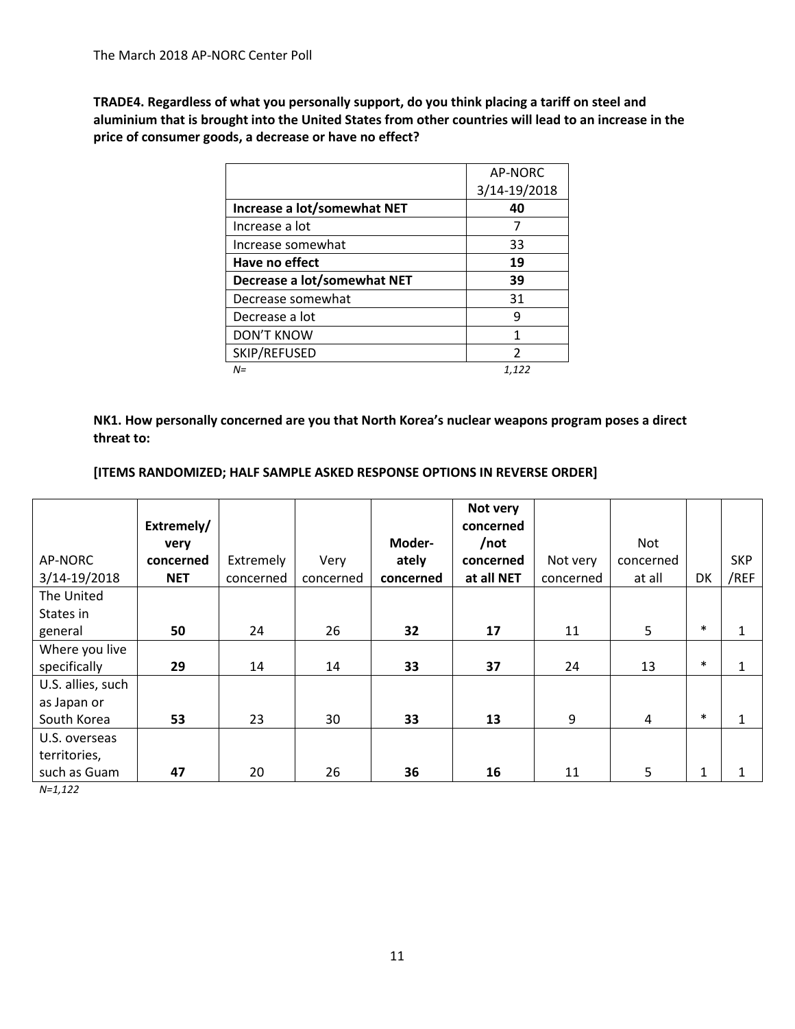**TRADE4. Regardless of what you personally support, do you think placing a tariff on steel and aluminium that is brought into the United States from other countries will lead to an increase in the price of consumer goods, a decrease or have no effect?**

| | AP-NORC 3/14-19/2018 |
|---|---|
| **Increase a lot/somewhat NET** | **40** |
| Increase a lot | 7 |
| Increase somewhat | 33 |
| **Have no effect** | **19** |
| **Decrease a lot/somewhat NET** | **39** |
| Decrease somewhat | 31 |
| Decrease a lot | 9 |
| DON'T KNOW | 1 |
| SKIP/REFUSED | 2 |
| *N=* | *1,122* |

**NK1. How personally concerned are you that North Korea's nuclear weapons program poses a direct threat to:**

**[ITEMS RANDOMIZED; HALF SAMPLE ASKED RESPONSE OPTIONS IN REVERSE ORDER]**

| AP-NORC 3/14-19/2018 | **Extremely/ very concerned NET** | Extremely concerned | Very concerned | **Moder-ately concerned** | **Not very concerned /not concerned at all NET** | Not very concerned | Not concerned at all | DK | SKP /REF |
|---|---|---|---|---|---|---|---|---|---|
| The United States in general | **50** | 24 | 26 | **32** | **17** | 11 | 5 | * | 1 |
| Where you live specifically | **29** | 14 | 14 | **33** | **37** | 24 | 13 | * | 1 |
| U.S. allies, such as Japan or South Korea | **53** | 23 | 30 | **33** | **13** | 9 | 4 | * | 1 |
| U.S. overseas territories, such as Guam | **47** | 20 | 26 | **36** | **16** | 11 | 5 | 1 | 1 |

*N=1,122*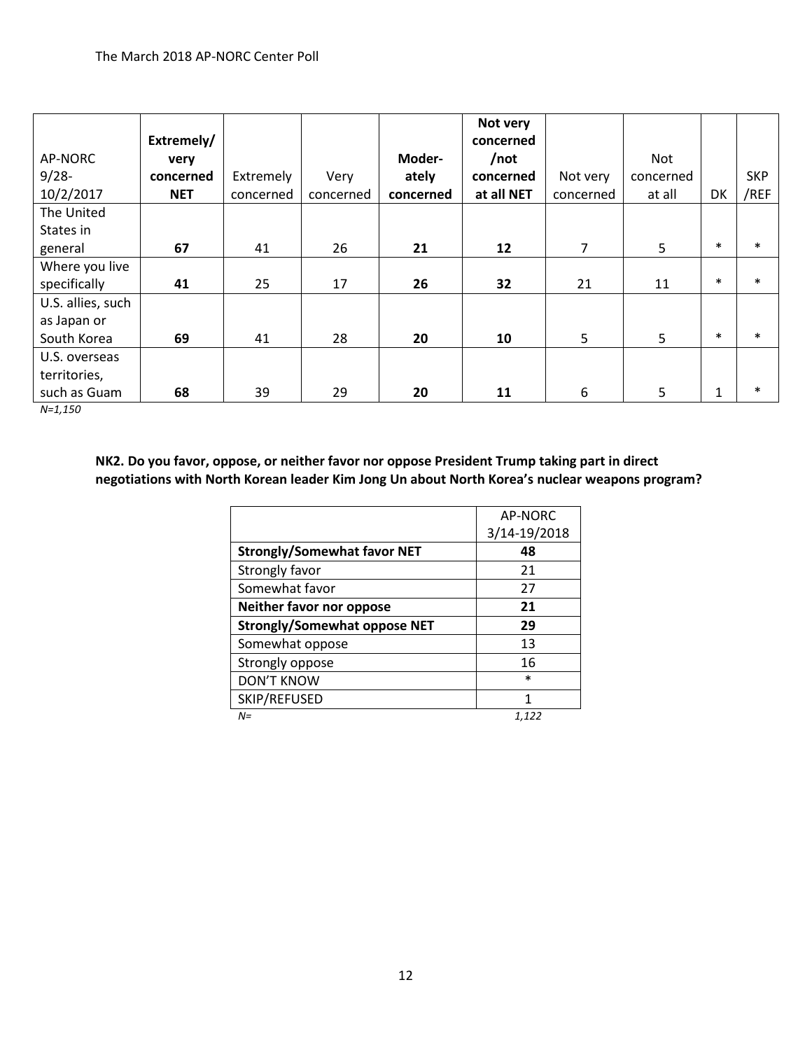| AP-NORC 9/28-10/2/2017 | **Extremely/ very concerned NET** | Extremely concerned | Very concerned | **Moderately concerned** | **Not very concerned /not concerned at all NET** | Not very concerned | Not concerned at all | DK | SKP /REF |
|---|---|---|---|---|---|---|---|---|---|
| The United States in general | **67** | 41 | 26 | **21** | **12** | 7 | 5 | * | * |
| Where you live specifically | **41** | 25 | 17 | **26** | **32** | 21 | 11 | * | * |
| U.S. allies, such as Japan or South Korea | **69** | 41 | 28 | **20** | **10** | 5 | 5 | * | * |
| U.S. overseas territories, such as Guam | **68** | 39 | 29 | **20** | **11** | 6 | 5 | 1 | * |

*N=1,150*

**NK2. Do you favor, oppose, or neither favor nor oppose President Trump taking part in direct negotiations with North Korean leader Kim Jong Un about North Korea's nuclear weapons program?**

| | AP-NORC 3/14-19/2018 |
|---|---|
| **Strongly/Somewhat favor NET** | **48** |
| Strongly favor | 21 |
| Somewhat favor | 27 |
| **Neither favor nor oppose** | **21** |
| **Strongly/Somewhat oppose NET** | **29** |
| Somewhat oppose | 13 |
| Strongly oppose | 16 |
| DON'T KNOW | * |
| SKIP/REFUSED | 1 |
| *N=* | *1,122* |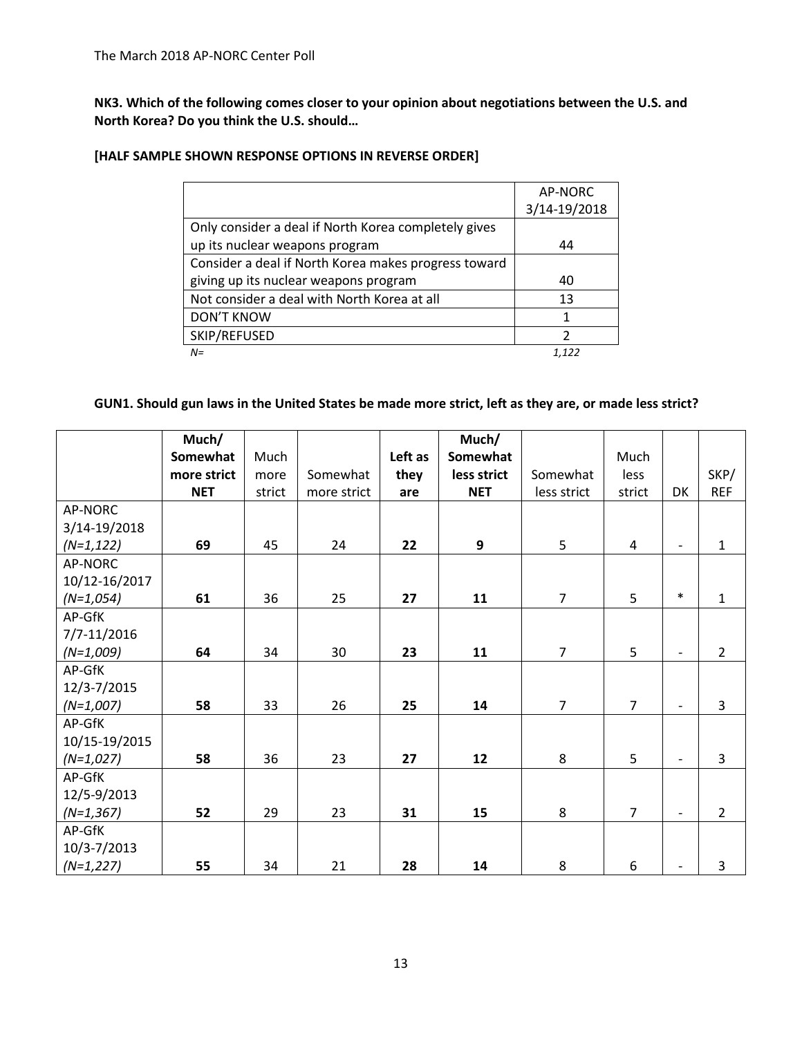**NK3. Which of the following comes closer to your opinion about negotiations between the U.S. and North Korea? Do you think the U.S. should…**

**[HALF SAMPLE SHOWN RESPONSE OPTIONS IN REVERSE ORDER]**

| | AP-NORC 3/14-19/2018 |
|---|---|
| Only consider a deal if North Korea completely gives up its nuclear weapons program | 44 |
| Consider a deal if North Korea makes progress toward giving up its nuclear weapons program | 40 |
| Not consider a deal with North Korea at all | 13 |
| DON'T KNOW | 1 |
| SKIP/REFUSED | 2 |
| *N=* | *1,122* |

**GUN1. Should gun laws in the United States be made more strict, left as they are, or made less strict?**

| | **Much/ Somewhat more strict NET** | Much more strict | Somewhat more strict | **Left as they are** | **Much/ Somewhat less strict NET** | Somewhat less strict | Much less strict | DK | SKP/ REF |
|---|---|---|---|---|---|---|---|---|---|
| AP-NORC 3/14-19/2018 *(N=1,122)* | **69** | 45 | 24 | **22** | **9** | 5 | 4 | - | 1 |
| AP-NORC 10/12-16/2017 *(N=1,054)* | **61** | 36 | 25 | **27** | **11** | 7 | 5 | * | 1 |
| AP-GfK 7/7-11/2016 *(N=1,009)* | **64** | 34 | 30 | **23** | **11** | 7 | 5 | - | 2 |
| AP-GfK 12/3-7/2015 *(N=1,007)* | **58** | 33 | 26 | **25** | **14** | 7 | 7 | - | 3 |
| AP-GfK 10/15-19/2015 *(N=1,027)* | **58** | 36 | 23 | **27** | **12** | 8 | 5 | - | 3 |
| AP-GfK 12/5-9/2013 *(N=1,367)* | **52** | 29 | 23 | **31** | **15** | 8 | 7 | - | 2 |
| AP-GfK 10/3-7/2013 *(N=1,227)* | **55** | 34 | 21 | **28** | **14** | 8 | 6 | - | 3 |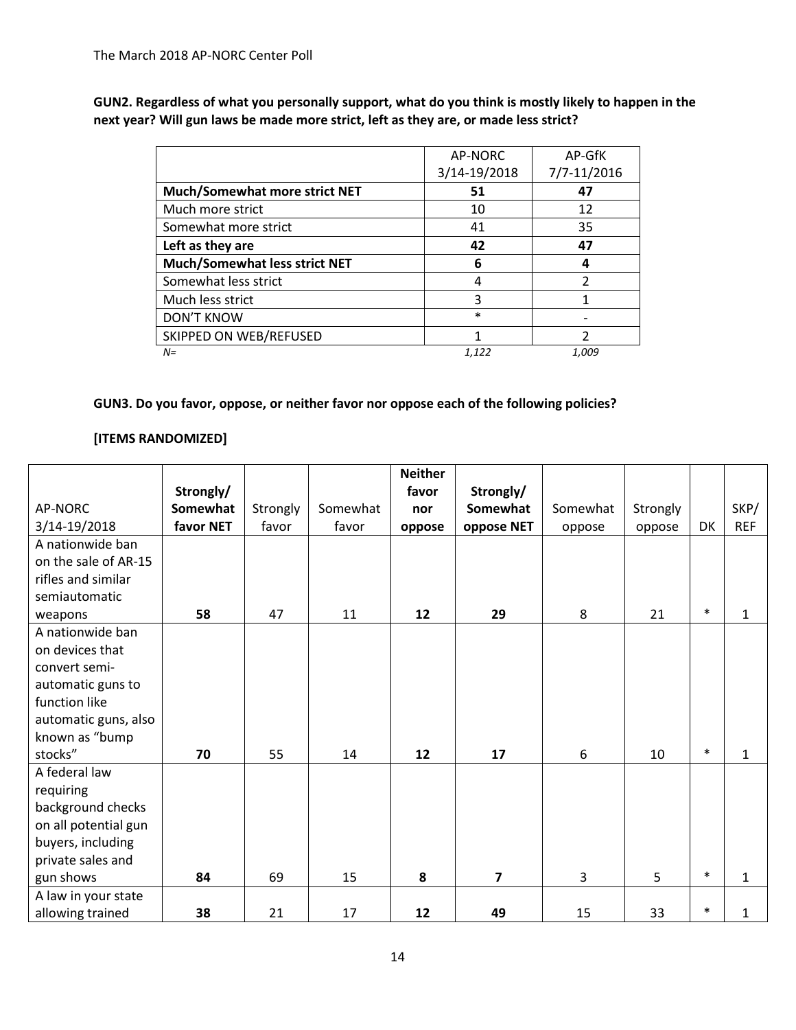The March 2018 AP-NORC Center Poll

**GUN2. Regardless of what you personally support, what do you think is mostly likely to happen in the next year? Will gun laws be made more strict, left as they are, or made less strict?**

| | AP-NORC 3/14-19/2018 | AP-GfK 7/7-11/2016 |
|---|---|---|
| **Much/Somewhat more strict NET** | **51** | **47** |
| Much more strict | 10 | 12 |
| Somewhat more strict | 41 | 35 |
| **Left as they are** | **42** | **47** |
| **Much/Somewhat less strict NET** | **6** | **4** |
| Somewhat less strict | 4 | 2 |
| Much less strict | 3 | 1 |
| DON'T KNOW | * | - |
| SKIPPED ON WEB/REFUSED | 1 | 2 |
| *N=* | *1,122* | *1,009* |

**GUN3. Do you favor, oppose, or neither favor nor oppose each of the following policies?**

**[ITEMS RANDOMIZED]**

| AP-NORC 3/14-19/2018 | **Strongly/ Somewhat favor NET** | Strongly favor | Somewhat favor | **Neither favor nor oppose** | **Strongly/ Somewhat oppose NET** | Somewhat oppose | Strongly oppose | DK | SKP/ REF |
|---|---|---|---|---|---|---|---|---|---|
| A nationwide ban on the sale of AR-15 rifles and similar semiautomatic weapons | **58** | 47 | 11 | **12** | **29** | 8 | 21 | * | 1 |
| A nationwide ban on devices that convert semi-automatic guns to function like automatic guns, also known as "bump stocks" | **70** | 55 | 14 | **12** | **17** | 6 | 10 | * | 1 |
| A federal law requiring background checks on all potential gun buyers, including private sales and gun shows | **84** | 69 | 15 | **8** | **7** | 3 | 5 | * | 1 |
| A law in your state allowing trained | **38** | 21 | 17 | **12** | **49** | 15 | 33 | * | 1 |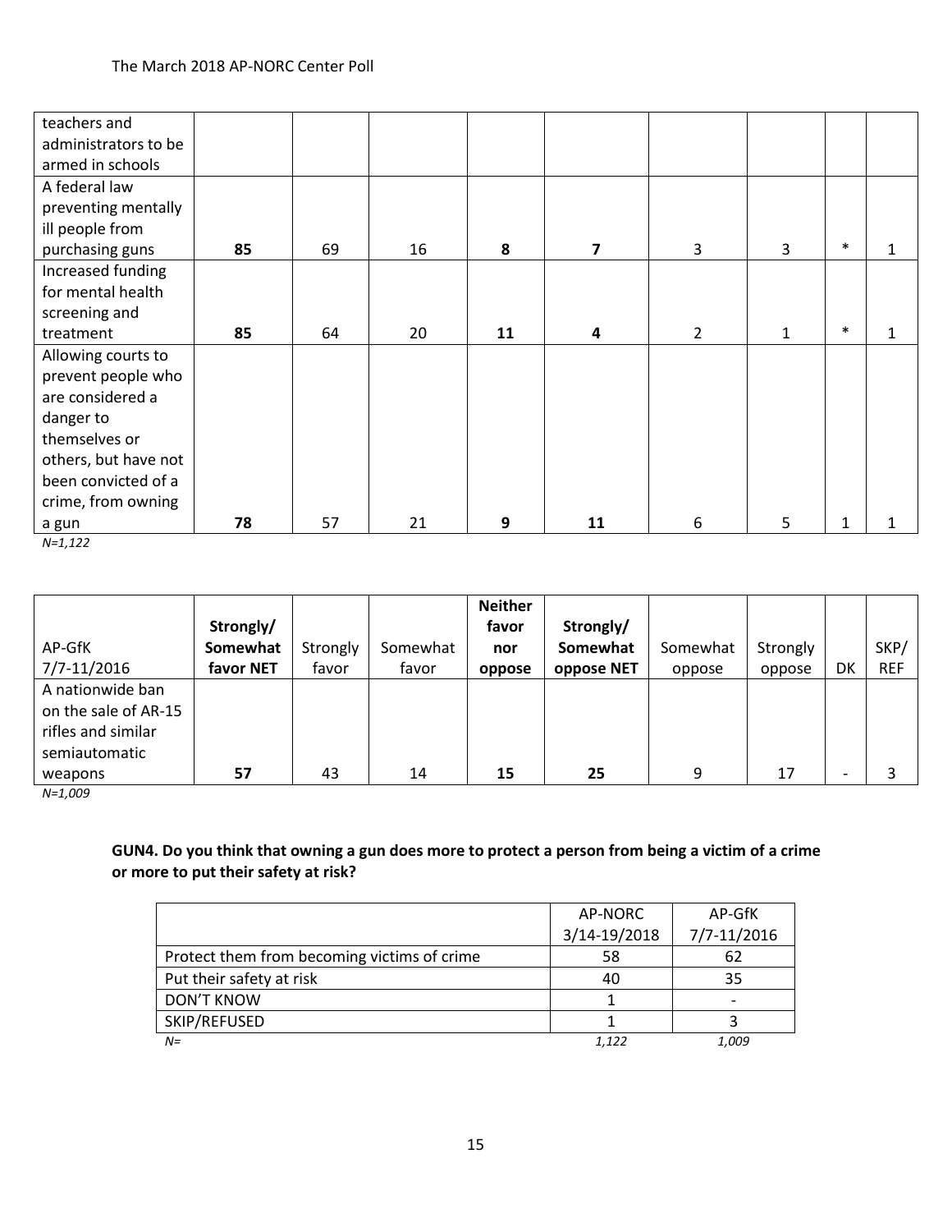| | | | | | | | | | |
|---|---|---|---|---|---|---|---|---|---|
| teachers and administrators to be armed in schools | | | | | | | | | |
| A federal law preventing mentally ill people from purchasing guns | **85** | 69 | 16 | **8** | **7** | 3 | 3 | * | 1 |
| Increased funding for mental health screening and treatment | **85** | 64 | 20 | **11** | **4** | 2 | 1 | * | 1 |
| Allowing courts to prevent people who are considered a danger to themselves or others, but have not been convicted of a crime, from owning a gun | **78** | 57 | 21 | **9** | **11** | 6 | 5 | 1 | 1 |

*N=1,122*

| AP-GfK 7/7-11/2016 | **Strongly/ Somewhat favor NET** | Strongly favor | Somewhat favor | **Neither favor nor oppose** | **Strongly/ Somewhat oppose NET** | Somewhat oppose | Strongly oppose | DK | SKP/ REF |
|---|---|---|---|---|---|---|---|---|---|
| A nationwide ban on the sale of AR-15 rifles and similar semiautomatic weapons | **57** | 43 | 14 | **15** | **25** | 9 | 17 | - | 3 |

*N=1,009*

**GUN4. Do you think that owning a gun does more to protect a person from being a victim of a crime or more to put their safety at risk?**

| | AP-NORC 3/14-19/2018 | AP-GfK 7/7-11/2016 |
|---|---|---|
| Protect them from becoming victims of crime | 58 | 62 |
| Put their safety at risk | 40 | 35 |
| DON'T KNOW | 1 | - |
| SKIP/REFUSED | 1 | 3 |
| *N=* | *1,122* | *1,009* |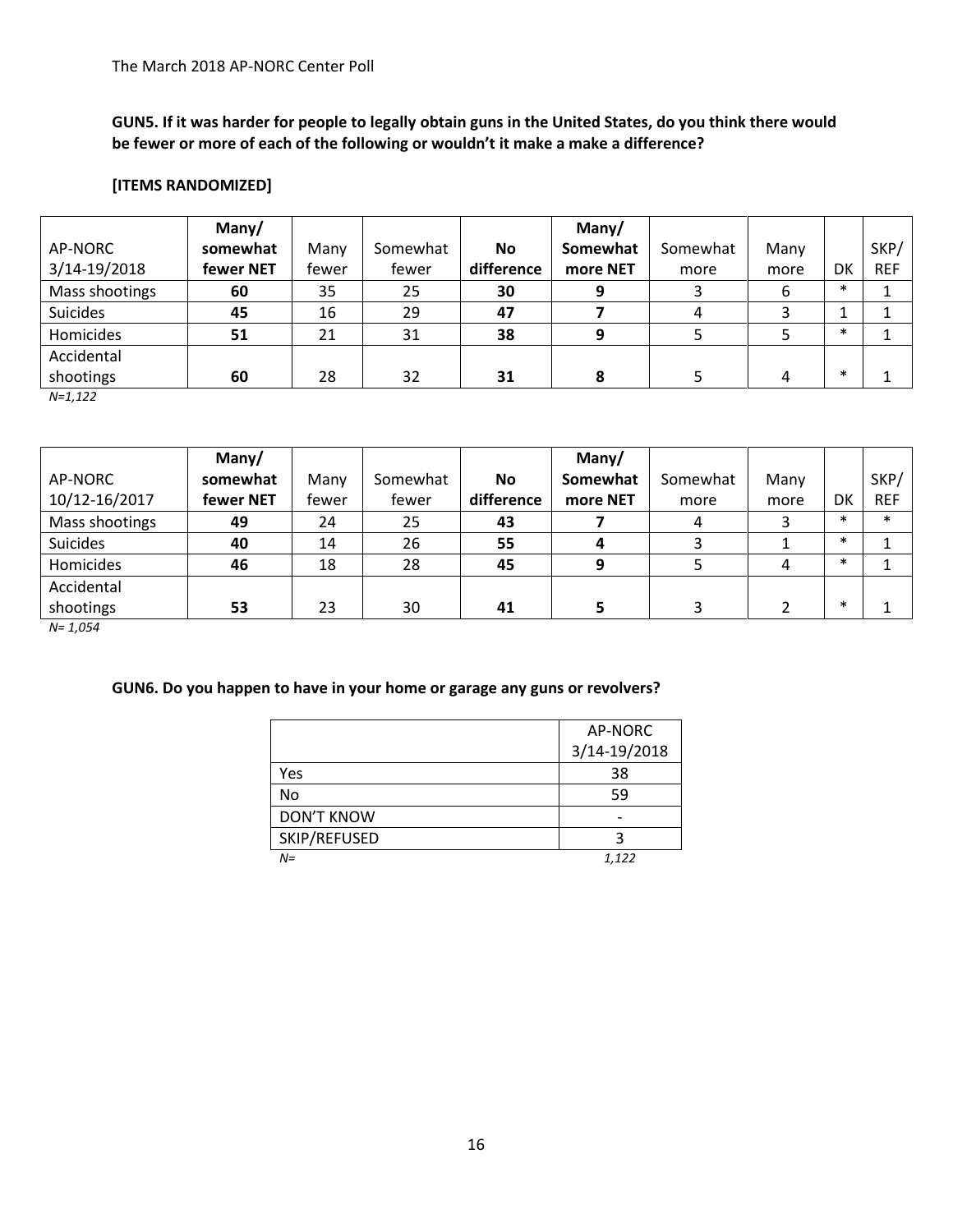**GUN5. If it was harder for people to legally obtain guns in the United States, do you think there would be fewer or more of each of the following or wouldn't it make a make a difference?**

**[ITEMS RANDOMIZED]**

| AP-NORC 3/14-19/2018 | **Many/ somewhat fewer NET** | Many fewer | Somewhat fewer | **No difference** | **Many/ Somewhat more NET** | Somewhat more | Many more | DK | SKP/ REF |
|---|---|---|---|---|---|---|---|---|---|
| Mass shootings | **60** | 35 | 25 | **30** | **9** | 3 | 6 | * | 1 |
| Suicides | **45** | 16 | 29 | **47** | **7** | 4 | 3 | 1 | 1 |
| Homicides | **51** | 21 | 31 | **38** | **9** | 5 | 5 | * | 1 |
| Accidental shootings | **60** | 28 | 32 | **31** | **8** | 5 | 4 | * | 1 |

*N=1,122*

| AP-NORC 10/12-16/2017 | **Many/ somewhat fewer NET** | Many fewer | Somewhat fewer | **No difference** | **Many/ Somewhat more NET** | Somewhat more | Many more | DK | SKP/ REF |
|---|---|---|---|---|---|---|---|---|---|
| Mass shootings | **49** | 24 | 25 | **43** | **7** | 4 | 3 | * | * |
| Suicides | **40** | 14 | 26 | **55** | **4** | 3 | 1 | * | 1 |
| Homicides | **46** | 18 | 28 | **45** | **9** | 5 | 4 | * | 1 |
| Accidental shootings | **53** | 23 | 30 | **41** | **5** | 3 | 2 | * | 1 |

*N= 1,054*

**GUN6. Do you happen to have in your home or garage any guns or revolvers?**

| | AP-NORC 3/14-19/2018 |
|---|---|
| Yes | 38 |
| No | 59 |
| DON'T KNOW | - |
| SKIP/REFUSED | 3 |
| *N=* | *1,122* |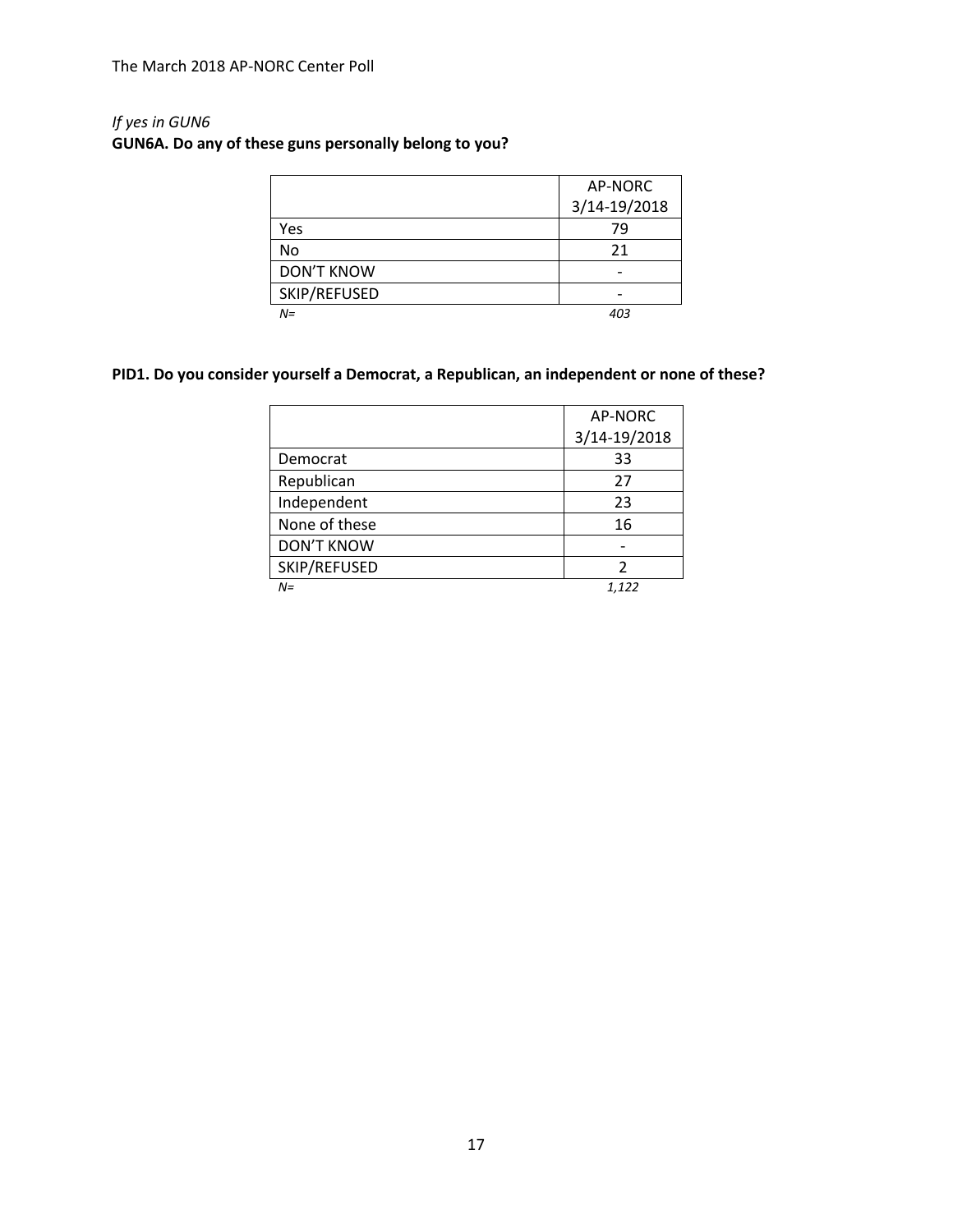*If yes in GUN6*

**GUN6A. Do any of these guns personally belong to you?**

| | AP-NORC 3/14-19/2018 |
|---|---|
| Yes | 79 |
| No | 21 |
| DON'T KNOW | - |
| SKIP/REFUSED | - |
| *N=* | *403* |

**PID1. Do you consider yourself a Democrat, a Republican, an independent or none of these?**

| | AP-NORC 3/14-19/2018 |
|---|---|
| Democrat | 33 |
| Republican | 27 |
| Independent | 23 |
| None of these | 16 |
| DON'T KNOW | - |
| SKIP/REFUSED | 2 |
| *N=* | *1,122* |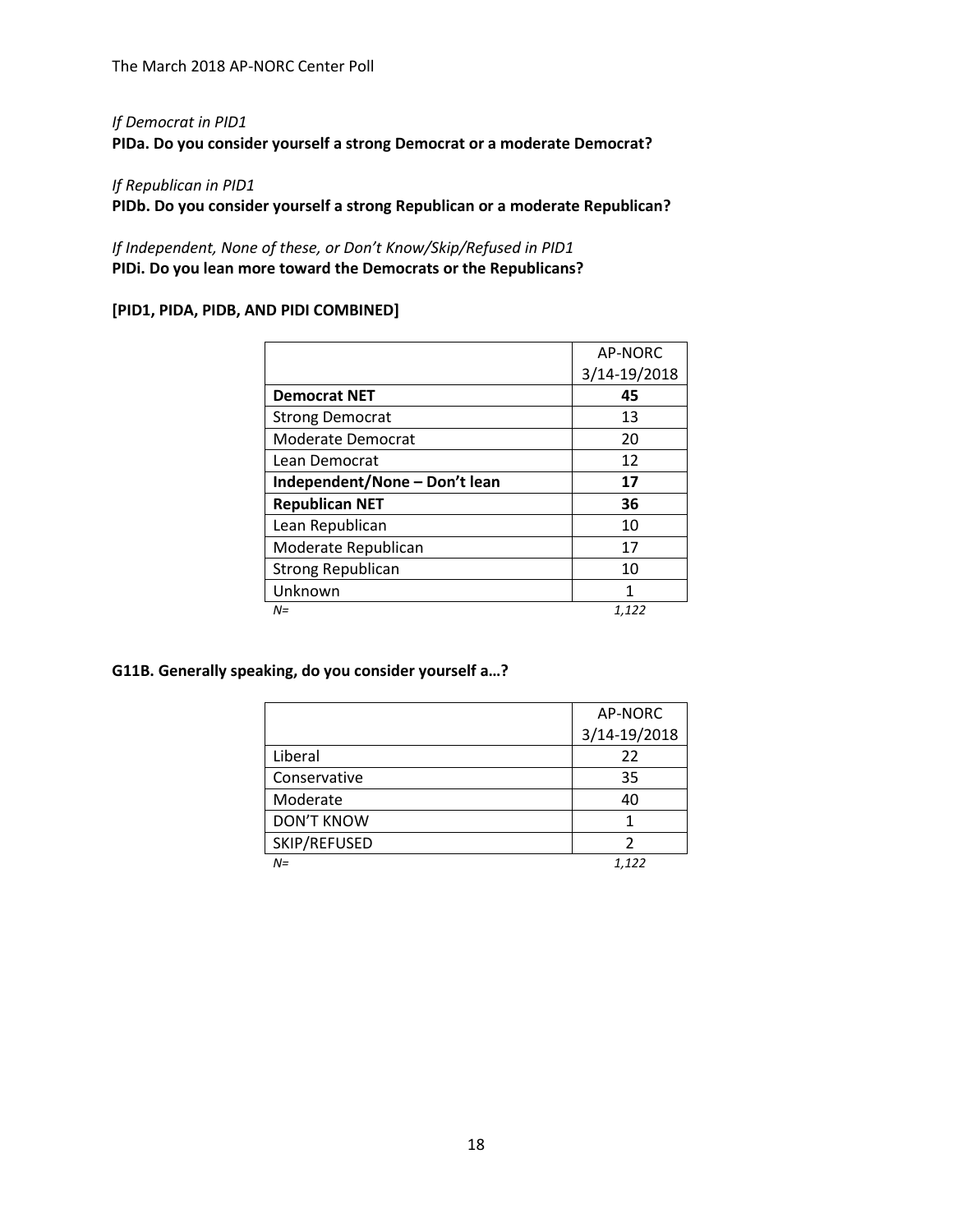*If Democrat in PID1*
**PIDa. Do you consider yourself a strong Democrat or a moderate Democrat?**

*If Republican in PID1*
**PIDb. Do you consider yourself a strong Republican or a moderate Republican?**

*If Independent, None of these, or Don't Know/Skip/Refused in PID1*
**PIDi. Do you lean more toward the Democrats or the Republicans?**

**[PID1, PIDA, PIDB, AND PIDI COMBINED]**

| | AP-NORC 3/14-19/2018 |
|---|---|
| **Democrat NET** | **45** |
| Strong Democrat | 13 |
| Moderate Democrat | 20 |
| Lean Democrat | 12 |
| **Independent/None – Don't lean** | **17** |
| **Republican NET** | **36** |
| Lean Republican | 10 |
| Moderate Republican | 17 |
| Strong Republican | 10 |
| Unknown | 1 |
| *N=* | *1,122* |

**G11B. Generally speaking, do you consider yourself a…?**

| | AP-NORC 3/14-19/2018 |
|---|---|
| Liberal | 22 |
| Conservative | 35 |
| Moderate | 40 |
| DON'T KNOW | 1 |
| SKIP/REFUSED | 2 |
| *N=* | *1,122* |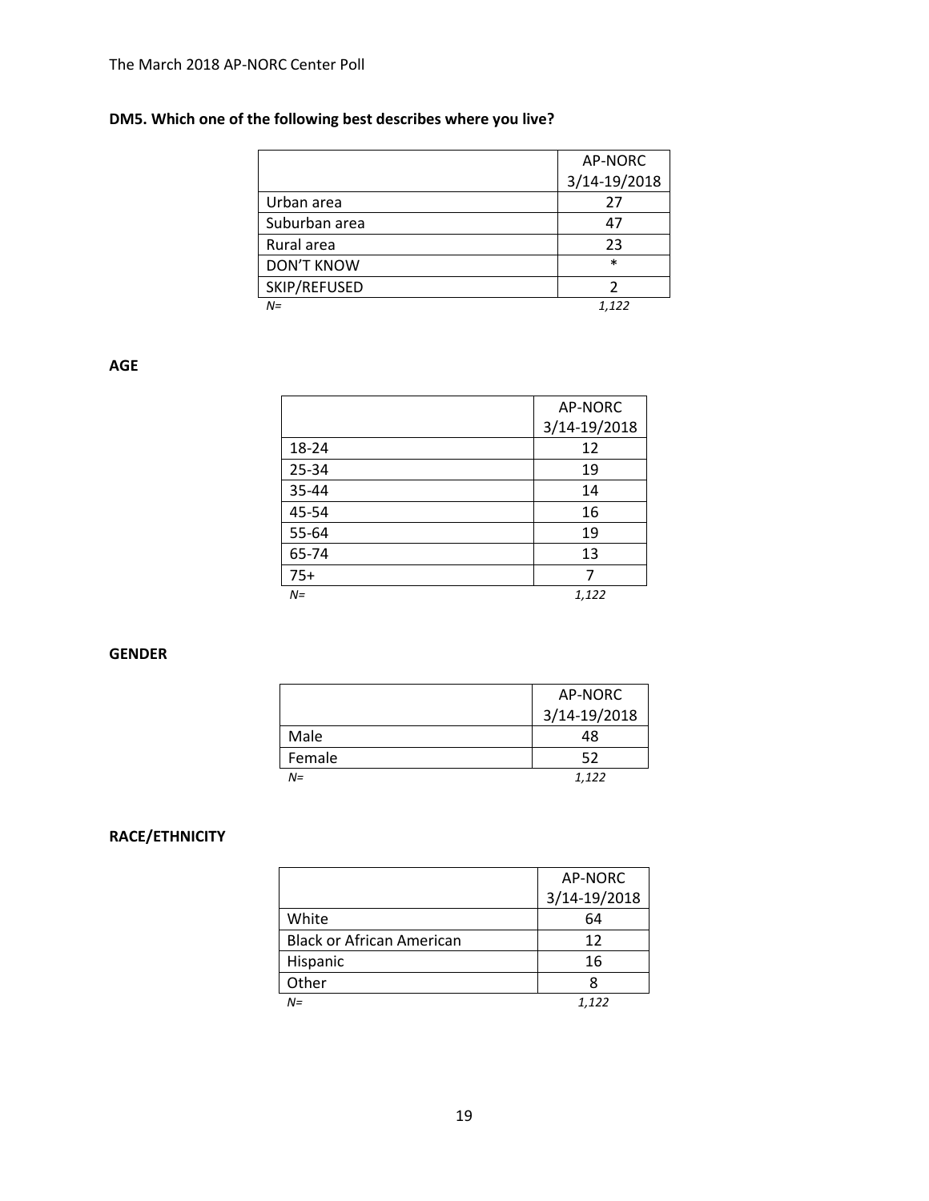**DM5. Which one of the following best describes where you live?**

| | AP-NORC 3/14-19/2018 |
|---|---|
| Urban area | 27 |
| Suburban area | 47 |
| Rural area | 23 |
| DON'T KNOW | * |
| SKIP/REFUSED | 2 |
| *N=* | *1,122* |

**AGE**

| | AP-NORC 3/14-19/2018 |
|---|---|
| 18-24 | 12 |
| 25-34 | 19 |
| 35-44 | 14 |
| 45-54 | 16 |
| 55-64 | 19 |
| 65-74 | 13 |
| 75+ | 7 |
| *N=* | *1,122* |

**GENDER**

| | AP-NORC 3/14-19/2018 |
|---|---|
| Male | 48 |
| Female | 52 |
| *N=* | *1,122* |

**RACE/ETHNICITY**

| | AP-NORC 3/14-19/2018 |
|---|---|
| White | 64 |
| Black or African American | 12 |
| Hispanic | 16 |
| Other | 8 |
| *N=* | *1,122* |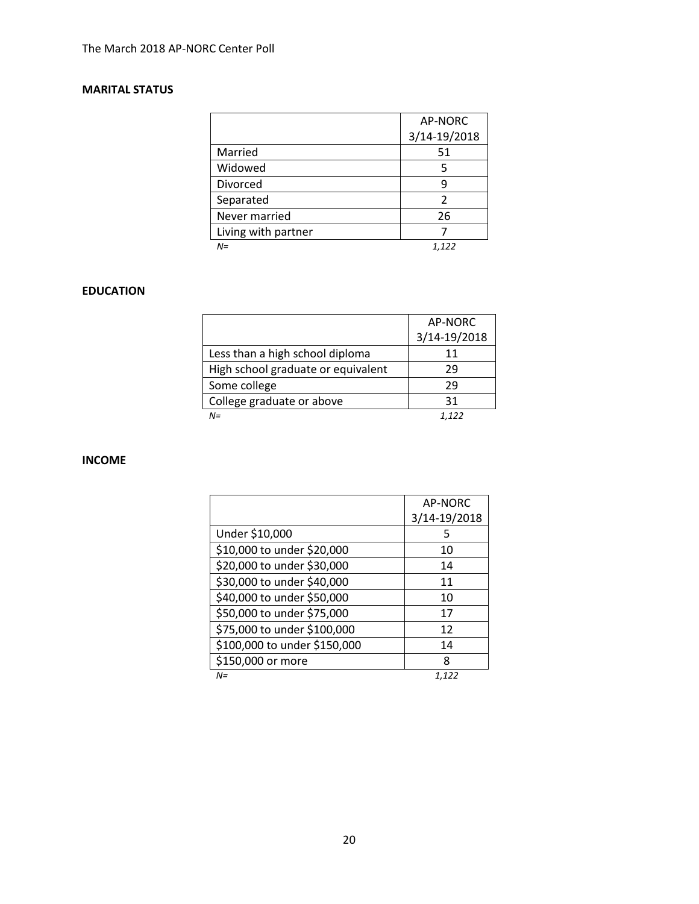**MARITAL STATUS**

| | AP-NORC 3/14-19/2018 |
|---|---|
| Married | 51 |
| Widowed | 5 |
| Divorced | 9 |
| Separated | 2 |
| Never married | 26 |
| Living with partner | 7 |
| *N=* | *1,122* |

**EDUCATION**

| | AP-NORC 3/14-19/2018 |
|---|---|
| Less than a high school diploma | 11 |
| High school graduate or equivalent | 29 |
| Some college | 29 |
| College graduate or above | 31 |
| *N=* | *1,122* |

**INCOME**

| | AP-NORC 3/14-19/2018 |
|---|---|
| Under $10,000 | 5 |
| $10,000 to under $20,000 | 10 |
| $20,000 to under $30,000 | 14 |
| $30,000 to under $40,000 | 11 |
| $40,000 to under $50,000 | 10 |
| $50,000 to under $75,000 | 17 |
| $75,000 to under $100,000 | 12 |
| $100,000 to under $150,000 | 14 |
| $150,000 or more | 8 |
| *N=* | *1,122* |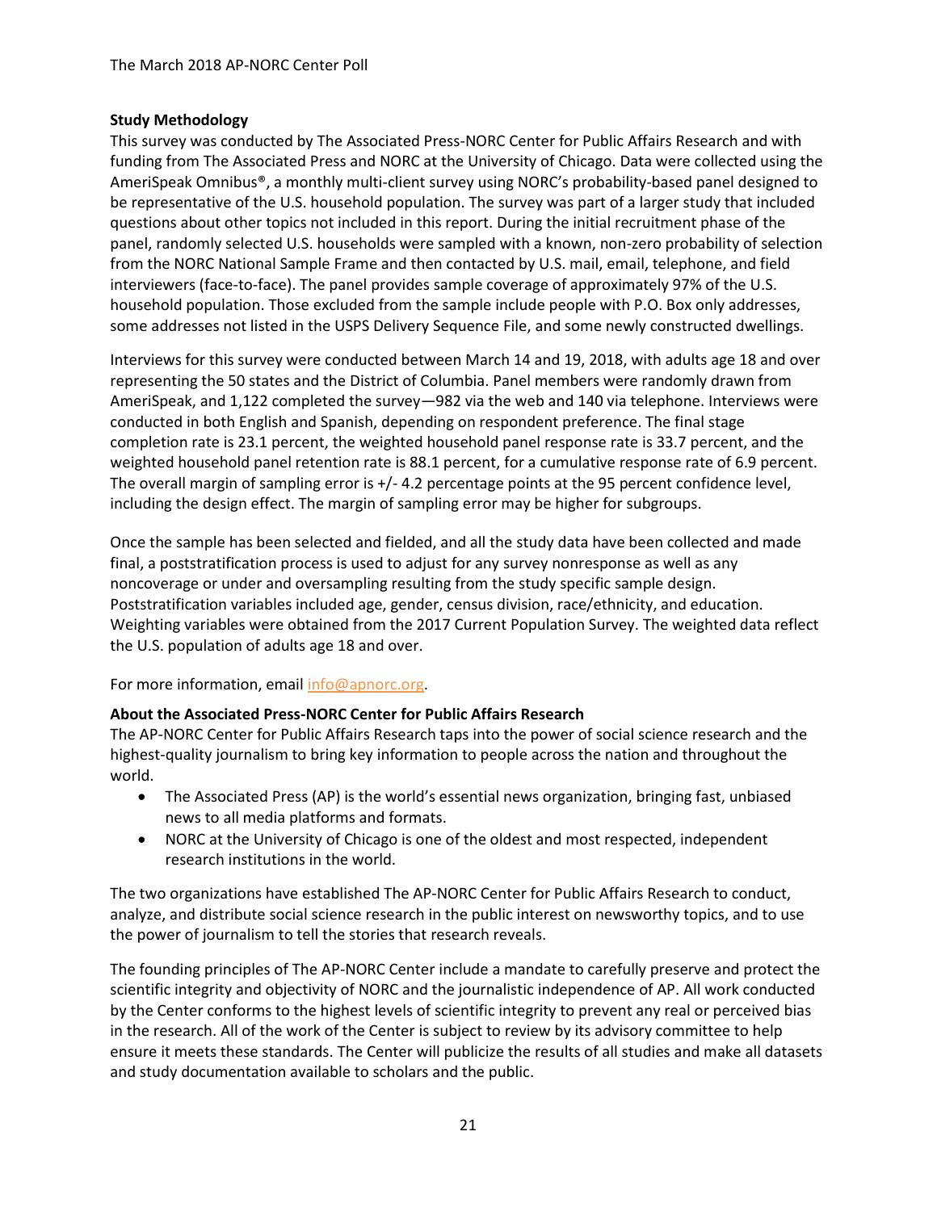**Study Methodology**

This survey was conducted by The Associated Press-NORC Center for Public Affairs Research and with funding from The Associated Press and NORC at the University of Chicago. Data were collected using the AmeriSpeak Omnibus®, a monthly multi-client survey using NORC's probability-based panel designed to be representative of the U.S. household population. The survey was part of a larger study that included questions about other topics not included in this report. During the initial recruitment phase of the panel, randomly selected U.S. households were sampled with a known, non-zero probability of selection from the NORC National Sample Frame and then contacted by U.S. mail, email, telephone, and field interviewers (face-to-face). The panel provides sample coverage of approximately 97% of the U.S. household population. Those excluded from the sample include people with P.O. Box only addresses, some addresses not listed in the USPS Delivery Sequence File, and some newly constructed dwellings.

Interviews for this survey were conducted between March 14 and 19, 2018, with adults age 18 and over representing the 50 states and the District of Columbia. Panel members were randomly drawn from AmeriSpeak, and 1,122 completed the survey—982 via the web and 140 via telephone. Interviews were conducted in both English and Spanish, depending on respondent preference. The final stage completion rate is 23.1 percent, the weighted household panel response rate is 33.7 percent, and the weighted household panel retention rate is 88.1 percent, for a cumulative response rate of 6.9 percent. The overall margin of sampling error is +/- 4.2 percentage points at the 95 percent confidence level, including the design effect. The margin of sampling error may be higher for subgroups.

Once the sample has been selected and fielded, and all the study data have been collected and made final, a poststratification process is used to adjust for any survey nonresponse as well as any noncoverage or under and oversampling resulting from the study specific sample design. Poststratification variables included age, gender, census division, race/ethnicity, and education. Weighting variables were obtained from the 2017 Current Population Survey. The weighted data reflect the U.S. population of adults age 18 and over.

For more information, email info@apnorc.org.

**About the Associated Press-NORC Center for Public Affairs Research**

The AP-NORC Center for Public Affairs Research taps into the power of social science research and the highest-quality journalism to bring key information to people across the nation and throughout the world.

- The Associated Press (AP) is the world's essential news organization, bringing fast, unbiased news to all media platforms and formats.
- NORC at the University of Chicago is one of the oldest and most respected, independent research institutions in the world.

The two organizations have established The AP-NORC Center for Public Affairs Research to conduct, analyze, and distribute social science research in the public interest on newsworthy topics, and to use the power of journalism to tell the stories that research reveals.

The founding principles of The AP-NORC Center include a mandate to carefully preserve and protect the scientific integrity and objectivity of NORC and the journalistic independence of AP. All work conducted by the Center conforms to the highest levels of scientific integrity to prevent any real or perceived bias in the research. All of the work of the Center is subject to review by its advisory committee to help ensure it meets these standards. The Center will publicize the results of all studies and make all datasets and study documentation available to scholars and the public.